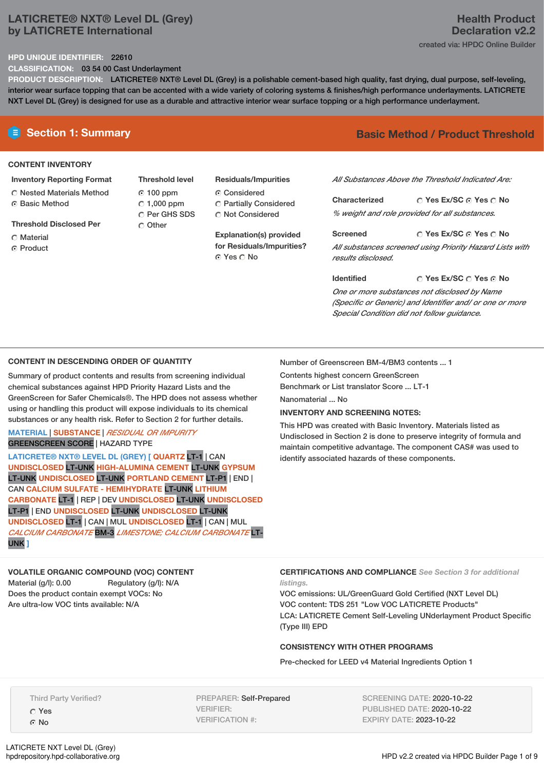# LATICRETE® NXT® Level DL (Grey)
## by LATICRETE International

**Health Product Declaration v2.2**

created via: HPDC Online Builder

**HPD UNIQUE IDENTIFIER:** 22610

**CLASSIFICATION:** 03 54 00 Cast Underlayment

**PRODUCT DESCRIPTION:** LATICRETE® NXT® Level DL (Grey) is a polishable cement-based high quality, fast drying, dual purpose, self-leveling, interior wear surface topping that can be accented with a wide variety of coloring systems & finishes/high performance underlayments. LATICRETE NXT Level DL (Grey) is designed for use as a durable and attractive interior wear surface topping or a high performance underlayment.

## Section 1: Summary

**Basic Method / Product Threshold**

### CONTENT INVENTORY

**Inventory Reporting Format**
- ○ Nested Materials Method
- ◉ Basic Method

**Threshold Disclosed Per**
- ○ Material
- ◉ Product

**Threshold level**
- ◉ 100 ppm
- ○ 1,000 ppm
- ○ Per GHS SDS
- ○ Other

**Residuals/Impurities**
- ◉ Considered
- ○ Partially Considered
- ○ Not Considered

**Explanation(s) provided for Residuals/Impurities?**
◉ Yes ○ No

*All Substances Above the Threshold Indicated Are:*

**Characterized** ○ Yes Ex/SC ◉ Yes ○ No
*% weight and role provided for all substances.*

**Screened** ○ Yes Ex/SC ◉ Yes ○ No
*All substances screened using Priority Hazard Lists with results disclosed.*

**Identified** ○ Yes Ex/SC ○ Yes ◉ No
*One or more substances not disclosed by Name (Specific or Generic) and Identifier and/ or one or more Special Condition did not follow guidance.*

### CONTENT IN DESCENDING ORDER OF QUANTITY

Summary of product contents and results from screening individual chemical substances against HPD Priority Hazard Lists and the GreenScreen for Safer Chemicals®. The HPD does not assess whether using or handling this product will expose individuals to its chemical substances or any health risk. Refer to Section 2 for further details.

MATERIAL | SUBSTANCE | *RESIDUAL OR IMPURITY*
GREENSCREEN SCORE | HAZARD TYPE

LATICRETE® NXT® LEVEL DL (GREY) [ QUARTZ LT-1 | CAN UNDISCLOSED LT-UNK HIGH-ALUMINA CEMENT LT-UNK GYPSUM LT-UNK UNDISCLOSED LT-UNK PORTLAND CEMENT LT-P1 | END | CAN CALCIUM SULFATE - HEMIHYDRATE LT-UNK LITHIUM CARBONATE LT-1 | REP | DEV UNDISCLOSED LT-UNK UNDISCLOSED LT-P1 | END UNDISCLOSED LT-UNK UNDISCLOSED LT-UNK UNDISCLOSED LT-1 | CAN | MUL UNDISCLOSED LT-1 | CAN | MUL *CALCIUM CARBONATE* BM-3 *LIMESTONE; CALCIUM CARBONATE* LT-UNK ]

Number of Greenscreen BM-4/BM3 contents ... 1

Contents highest concern GreenScreen Benchmark or List translator Score ... LT-1

Nanomaterial ... No

**INVENTORY AND SCREENING NOTES:**

This HPD was created with Basic Inventory. Materials listed as Undisclosed in Section 2 is done to preserve integrity of formula and maintain competitive advantage. The component CAS# was used to identify associated hazards of these components.

### VOLATILE ORGANIC COMPOUND (VOC) CONTENT

Material (g/l): 0.00 Regulatory (g/l): N/A

Does the product contain exempt VOCs: No

Are ultra-low VOC tints available: N/A

### CERTIFICATIONS AND COMPLIANCE

*See Section 3 for additional listings.*

VOC emissions: UL/GreenGuard Gold Certified (NXT Level DL)

VOC content: TDS 251 "Low VOC LATICRETE Products"

LCA: LATICRETE Cement Self-Leveling UNderlayment Product Specific (Type III) EPD

### CONSISTENCY WITH OTHER PROGRAMS

Pre-checked for LEED v4 Material Ingredients Option 1

Third Party Verified?
- ○ Yes
- ◉ No

PREPARER: Self-Prepared
VERIFIER:
VERIFICATION #:

SCREENING DATE: 2020-10-22
PUBLISHED DATE: 2020-10-22
EXPIRY DATE: 2023-10-22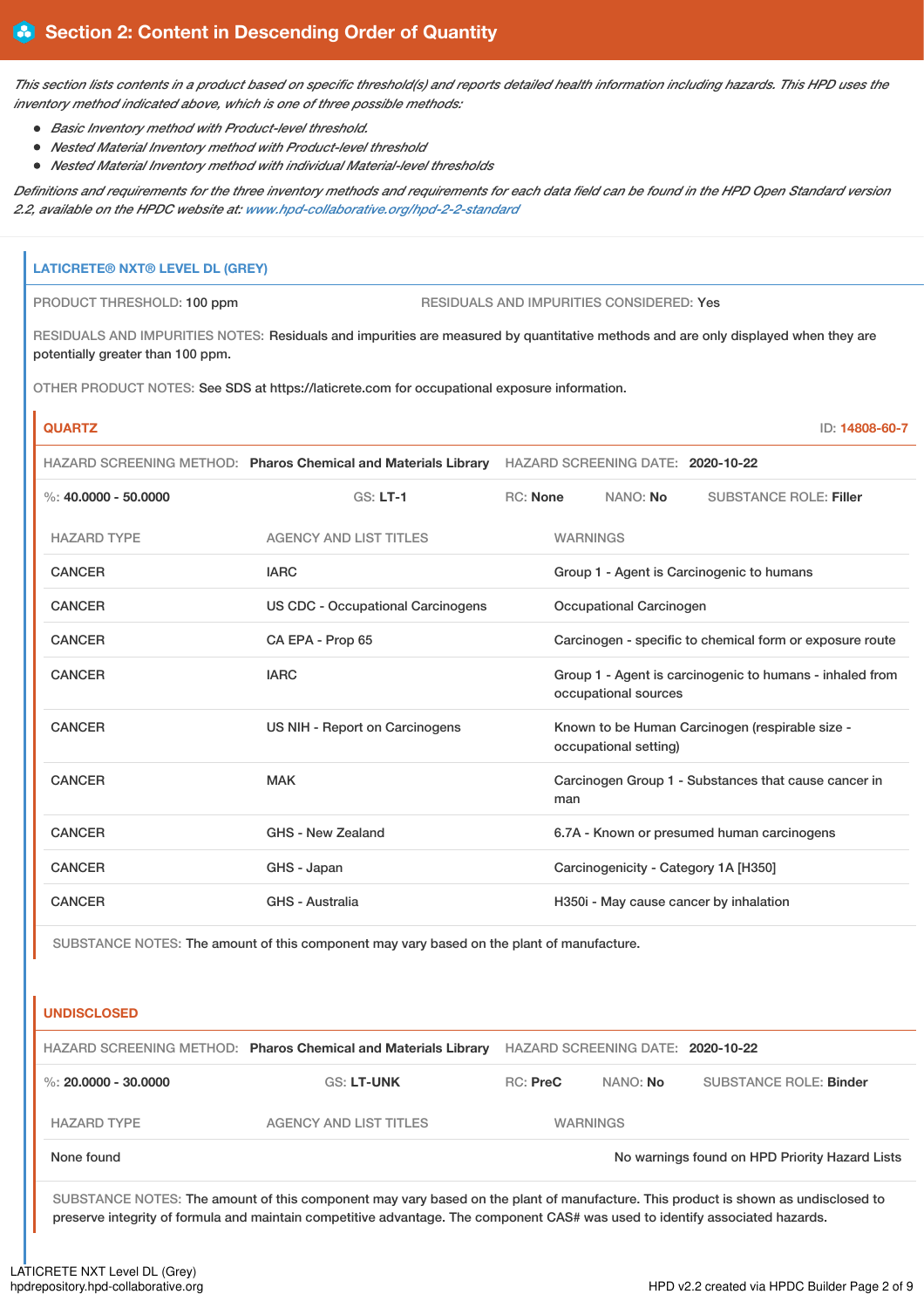## Section 2: Content in Descending Order of Quantity

*This section lists contents in a product based on specific threshold(s) and reports detailed health information including hazards. This HPD uses the inventory method indicated above, which is one of three possible methods:*

- *Basic Inventory method with Product-level threshold.*
- *Nested Material Inventory method with Product-level threshold*
- *Nested Material Inventory method with individual Material-level thresholds*

*Definitions and requirements for the three inventory methods and requirements for each data field can be found in the HPD Open Standard version 2.2, available on the HPDC website at: www.hpd-collaborative.org/hpd-2-2-standard*

### LATICRETE® NXT® LEVEL DL (GREY)

PRODUCT THRESHOLD: 100 ppm

RESIDUALS AND IMPURITIES CONSIDERED: Yes

RESIDUALS AND IMPURITIES NOTES: Residuals and impurities are measured by quantitative methods and are only displayed when they are potentially greater than 100 ppm.

OTHER PRODUCT NOTES: See SDS at https://laticrete.com for occupational exposure information.

#### QUARTZ

ID: 14808-60-7

HAZARD SCREENING METHOD: **Pharos Chemical and Materials Library** HAZARD SCREENING DATE: **2020-10-22**

%: **40.0000 - 50.0000** GS: **LT-1** RC: **None** NANO: **No** SUBSTANCE ROLE: **Filler**

| HAZARD TYPE | AGENCY AND LIST TITLES | WARNINGS |
|---|---|---|
| CANCER | IARC | Group 1 - Agent is Carcinogenic to humans |
| CANCER | US CDC - Occupational Carcinogens | Occupational Carcinogen |
| CANCER | CA EPA - Prop 65 | Carcinogen - specific to chemical form or exposure route |
| CANCER | IARC | Group 1 - Agent is carcinogenic to humans - inhaled from occupational sources |
| CANCER | US NIH - Report on Carcinogens | Known to be Human Carcinogen (respirable size - occupational setting) |
| CANCER | MAK | Carcinogen Group 1 - Substances that cause cancer in man |
| CANCER | GHS - New Zealand | 6.7A - Known or presumed human carcinogens |
| CANCER | GHS - Japan | Carcinogenicity - Category 1A [H350] |
| CANCER | GHS - Australia | H350i - May cause cancer by inhalation |

SUBSTANCE NOTES: The amount of this component may vary based on the plant of manufacture.

#### UNDISCLOSED

HAZARD SCREENING METHOD: **Pharos Chemical and Materials Library** HAZARD SCREENING DATE: **2020-10-22**

%: **20.0000 - 30.0000** GS: **LT-UNK** RC: **PreC** NANO: **No** SUBSTANCE ROLE: **Binder**

| HAZARD TYPE | AGENCY AND LIST TITLES | WARNINGS |
|---|---|---|
| None found | | No warnings found on HPD Priority Hazard Lists |

SUBSTANCE NOTES: The amount of this component may vary based on the plant of manufacture. This product is shown as undisclosed to preserve integrity of formula and maintain competitive advantage. The component CAS# was used to identify associated hazards.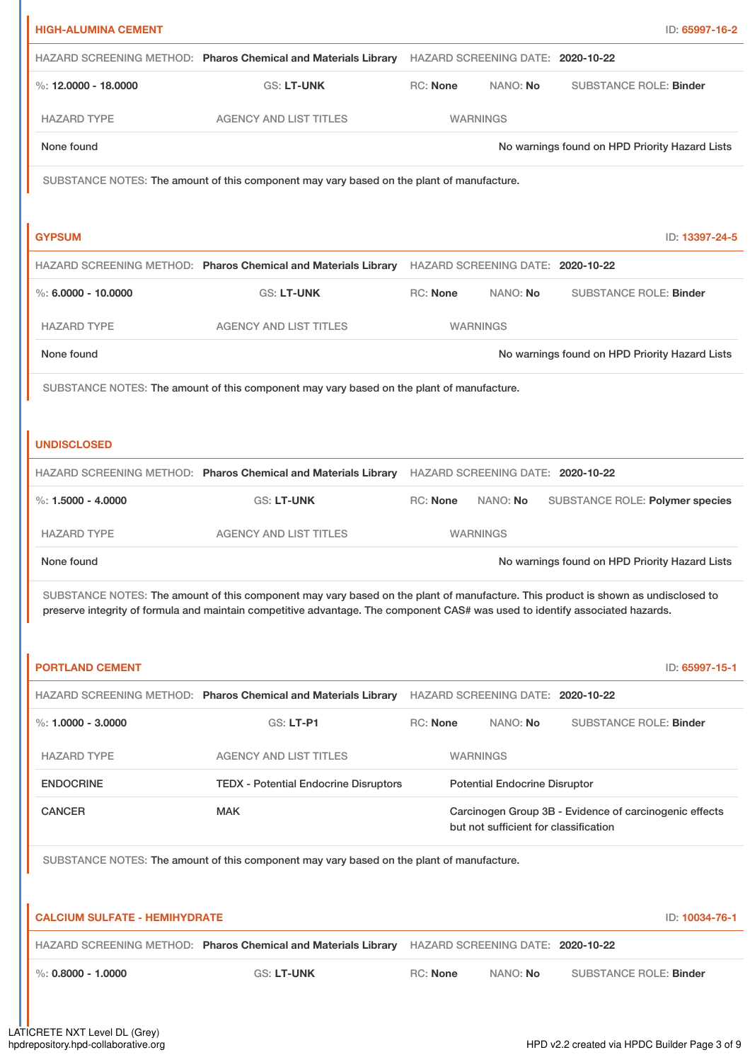## HIGH-ALUMINA CEMENT

ID: 65997-16-2

HAZARD SCREENING METHOD: **Pharos Chemical and Materials Library** HAZARD SCREENING DATE: **2020-10-22**

%: **12.0000 - 18.0000** GS: **LT-UNK** RC: **None** NANO: **No** SUBSTANCE ROLE: **Binder**

| HAZARD TYPE | AGENCY AND LIST TITLES | WARNINGS |
|---|---|---|
| None found | | No warnings found on HPD Priority Hazard Lists |

SUBSTANCE NOTES: The amount of this component may vary based on the plant of manufacture.

## GYPSUM

ID: 13397-24-5

HAZARD SCREENING METHOD: **Pharos Chemical and Materials Library** HAZARD SCREENING DATE: **2020-10-22**

%: **6.0000 - 10.0000** GS: **LT-UNK** RC: **None** NANO: **No** SUBSTANCE ROLE: **Binder**

| HAZARD TYPE | AGENCY AND LIST TITLES | WARNINGS |
|---|---|---|
| None found | | No warnings found on HPD Priority Hazard Lists |

SUBSTANCE NOTES: The amount of this component may vary based on the plant of manufacture.

## UNDISCLOSED

HAZARD SCREENING METHOD: **Pharos Chemical and Materials Library** HAZARD SCREENING DATE: **2020-10-22**

%: **1.5000 - 4.0000** GS: **LT-UNK** RC: **None** NANO: **No** SUBSTANCE ROLE: **Polymer species**

| HAZARD TYPE | AGENCY AND LIST TITLES | WARNINGS |
|---|---|---|
| None found | | No warnings found on HPD Priority Hazard Lists |

SUBSTANCE NOTES: The amount of this component may vary based on the plant of manufacture. This product is shown as undisclosed to preserve integrity of formula and maintain competitive advantage. The component CAS# was used to identify associated hazards.

## PORTLAND CEMENT

ID: 65997-15-1

HAZARD SCREENING METHOD: **Pharos Chemical and Materials Library** HAZARD SCREENING DATE: **2020-10-22**

%: **1.0000 - 3.0000** GS: **LT-P1** RC: **None** NANO: **No** SUBSTANCE ROLE: **Binder**

| HAZARD TYPE | AGENCY AND LIST TITLES | WARNINGS |
|---|---|---|
| ENDOCRINE | TEDX - Potential Endocrine Disruptors | Potential Endocrine Disruptor |
| CANCER | MAK | Carcinogen Group 3B - Evidence of carcinogenic effects but not sufficient for classification |

SUBSTANCE NOTES: The amount of this component may vary based on the plant of manufacture.

## CALCIUM SULFATE - HEMIHYDRATE

ID: 10034-76-1

HAZARD SCREENING METHOD: **Pharos Chemical and Materials Library** HAZARD SCREENING DATE: **2020-10-22**

%: **0.8000 - 1.0000** GS: **LT-UNK** RC: **None** NANO: **No** SUBSTANCE ROLE: **Binder**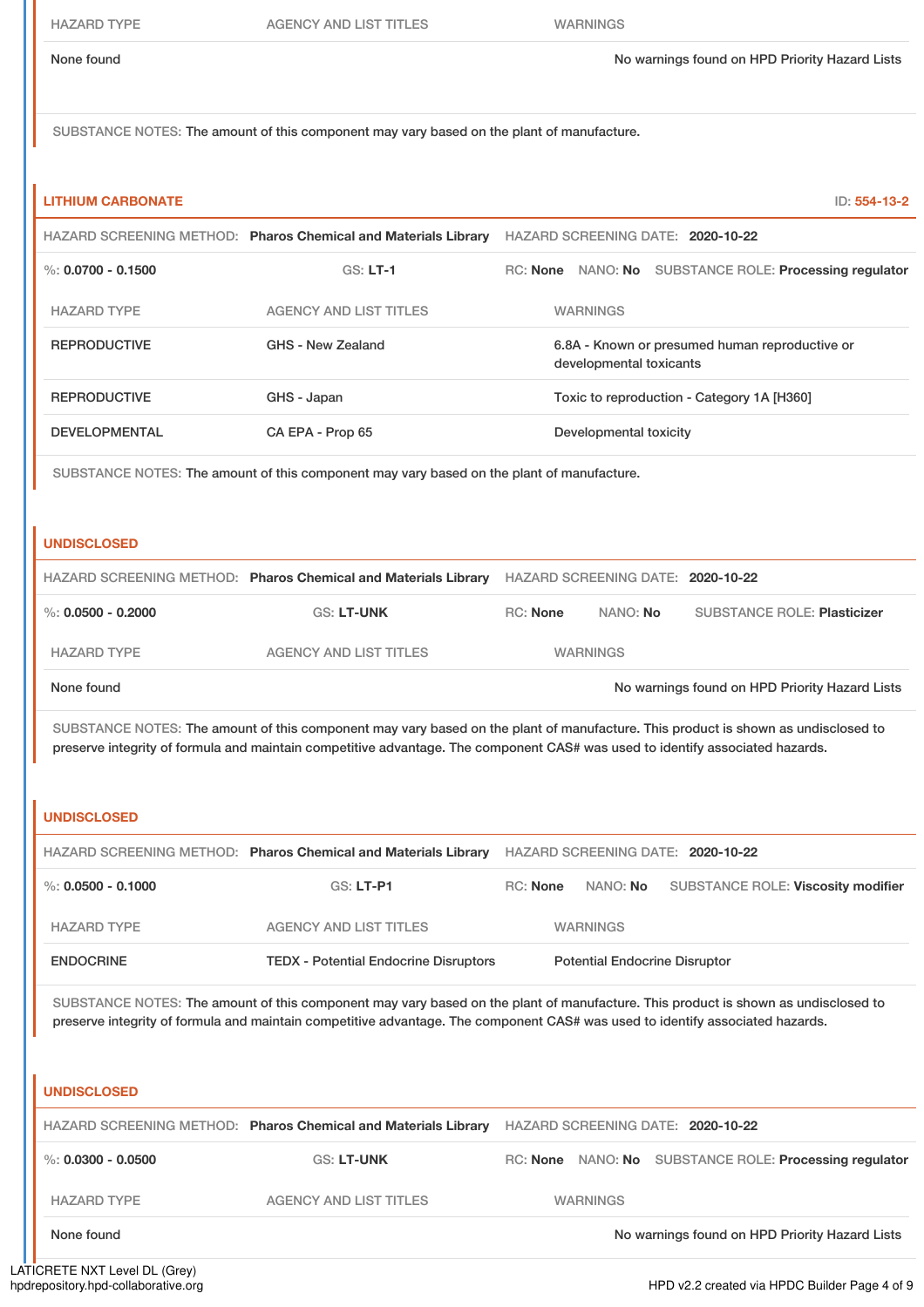| HAZARD TYPE | AGENCY AND LIST TITLES | WARNINGS |
|---|---|---|
| None found | | No warnings found on HPD Priority Hazard Lists |

SUBSTANCE NOTES: The amount of this component may vary based on the plant of manufacture.

### LITHIUM CARBONATE

ID: 554-13-2

HAZARD SCREENING METHOD: **Pharos Chemical and Materials Library** HAZARD SCREENING DATE: **2020-10-22**

%: **0.0700 - 0.1500** GS: **LT-1** RC: **None** NANO: **No** SUBSTANCE ROLE: **Processing regulator**

| HAZARD TYPE | AGENCY AND LIST TITLES | WARNINGS |
|---|---|---|
| REPRODUCTIVE | GHS - New Zealand | 6.8A - Known or presumed human reproductive or developmental toxicants |
| REPRODUCTIVE | GHS - Japan | Toxic to reproduction - Category 1A [H360] |
| DEVELOPMENTAL | CA EPA - Prop 65 | Developmental toxicity |

SUBSTANCE NOTES: The amount of this component may vary based on the plant of manufacture.

### UNDISCLOSED

HAZARD SCREENING METHOD: **Pharos Chemical and Materials Library** HAZARD SCREENING DATE: **2020-10-22**

%: **0.0500 - 0.2000** GS: **LT-UNK** RC: **None** NANO: **No** SUBSTANCE ROLE: **Plasticizer**

| HAZARD TYPE | AGENCY AND LIST TITLES | WARNINGS |
|---|---|---|
| None found | | No warnings found on HPD Priority Hazard Lists |

SUBSTANCE NOTES: The amount of this component may vary based on the plant of manufacture. This product is shown as undisclosed to preserve integrity of formula and maintain competitive advantage. The component CAS# was used to identify associated hazards.

### UNDISCLOSED

HAZARD SCREENING METHOD: **Pharos Chemical and Materials Library** HAZARD SCREENING DATE: **2020-10-22**

%: **0.0500 - 0.1000** GS: **LT-P1** RC: **None** NANO: **No** SUBSTANCE ROLE: **Viscosity modifier**

| HAZARD TYPE | AGENCY AND LIST TITLES | WARNINGS |
|---|---|---|
| ENDOCRINE | TEDX - Potential Endocrine Disruptors | Potential Endocrine Disruptor |

SUBSTANCE NOTES: The amount of this component may vary based on the plant of manufacture. This product is shown as undisclosed to preserve integrity of formula and maintain competitive advantage. The component CAS# was used to identify associated hazards.

### UNDISCLOSED

HAZARD SCREENING METHOD: **Pharos Chemical and Materials Library** HAZARD SCREENING DATE: **2020-10-22**

%: **0.0300 - 0.0500** GS: **LT-UNK** RC: **None** NANO: **No** SUBSTANCE ROLE: **Processing regulator**

| HAZARD TYPE | AGENCY AND LIST TITLES | WARNINGS |
|---|---|---|
| None found | | No warnings found on HPD Priority Hazard Lists |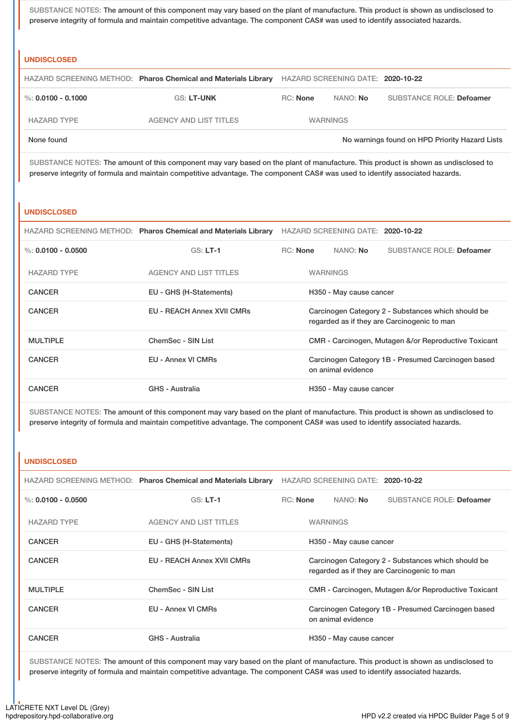SUBSTANCE NOTES: The amount of this component may vary based on the plant of manufacture. This product is shown as undisclosed to preserve integrity of formula and maintain competitive advantage. The component CAS# was used to identify associated hazards.

### UNDISCLOSED

HAZARD SCREENING METHOD: **Pharos Chemical and Materials Library** HAZARD SCREENING DATE: **2020-10-22**

%: **0.0100 - 0.1000** GS: **LT-UNK** RC: **None** NANO: **No** SUBSTANCE ROLE: **Defoamer**

| HAZARD TYPE | AGENCY AND LIST TITLES | WARNINGS |
|---|---|---|
| None found | | No warnings found on HPD Priority Hazard Lists |

SUBSTANCE NOTES: The amount of this component may vary based on the plant of manufacture. This product is shown as undisclosed to preserve integrity of formula and maintain competitive advantage. The component CAS# was used to identify associated hazards.

### UNDISCLOSED

HAZARD SCREENING METHOD: **Pharos Chemical and Materials Library** HAZARD SCREENING DATE: **2020-10-22**

%: **0.0100 - 0.0500** GS: **LT-1** RC: **None** NANO: **No** SUBSTANCE ROLE: **Defoamer**

| HAZARD TYPE | AGENCY AND LIST TITLES | WARNINGS |
|---|---|---|
| CANCER | EU - GHS (H-Statements) | H350 - May cause cancer |
| CANCER | EU - REACH Annex XVII CMRs | Carcinogen Category 2 - Substances which should be regarded as if they are Carcinogenic to man |
| MULTIPLE | ChemSec - SIN List | CMR - Carcinogen, Mutagen &/or Reproductive Toxicant |
| CANCER | EU - Annex VI CMRs | Carcinogen Category 1B - Presumed Carcinogen based on animal evidence |
| CANCER | GHS - Australia | H350 - May cause cancer |

SUBSTANCE NOTES: The amount of this component may vary based on the plant of manufacture. This product is shown as undisclosed to preserve integrity of formula and maintain competitive advantage. The component CAS# was used to identify associated hazards.

### UNDISCLOSED

HAZARD SCREENING METHOD: **Pharos Chemical and Materials Library** HAZARD SCREENING DATE: **2020-10-22**

%: **0.0100 - 0.0500** GS: **LT-1** RC: **None** NANO: **No** SUBSTANCE ROLE: **Defoamer**

| HAZARD TYPE | AGENCY AND LIST TITLES | WARNINGS |
|---|---|---|
| CANCER | EU - GHS (H-Statements) | H350 - May cause cancer |
| CANCER | EU - REACH Annex XVII CMRs | Carcinogen Category 2 - Substances which should be regarded as if they are Carcinogenic to man |
| MULTIPLE | ChemSec - SIN List | CMR - Carcinogen, Mutagen &/or Reproductive Toxicant |
| CANCER | EU - Annex VI CMRs | Carcinogen Category 1B - Presumed Carcinogen based on animal evidence |
| CANCER | GHS - Australia | H350 - May cause cancer |

SUBSTANCE NOTES: The amount of this component may vary based on the plant of manufacture. This product is shown as undisclosed to preserve integrity of formula and maintain competitive advantage. The component CAS# was used to identify associated hazards.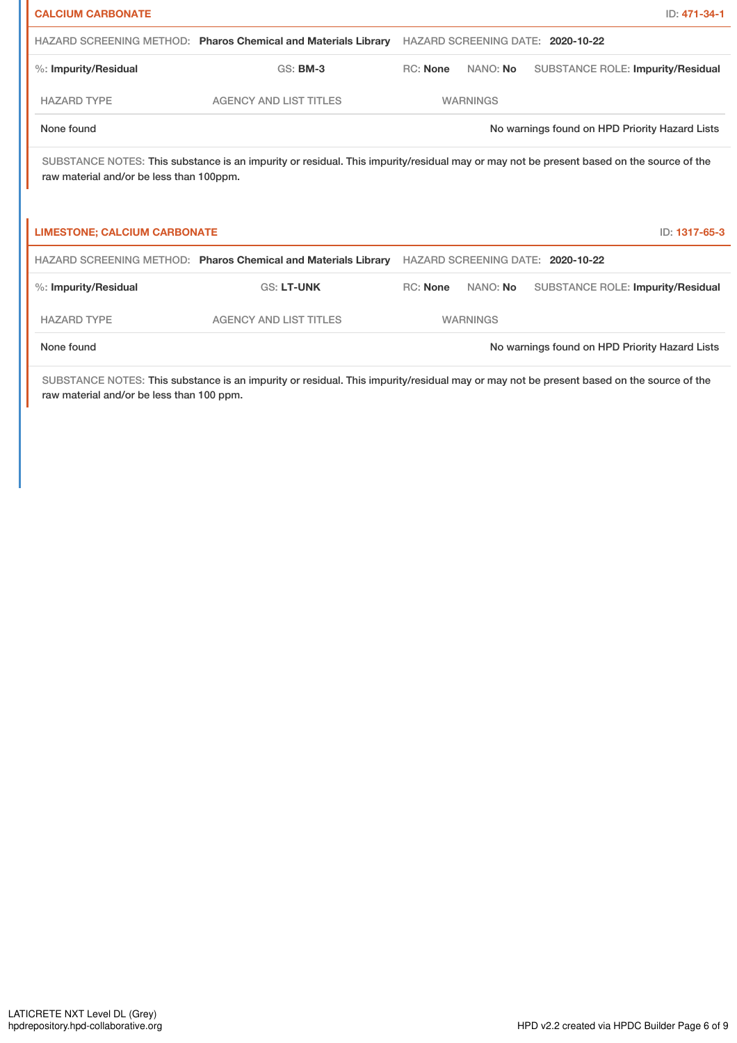### CALCIUM CARBONATE

ID: 471-34-1

HAZARD SCREENING METHOD: **Pharos Chemical and Materials Library** HAZARD SCREENING DATE: **2020-10-22**

%: **Impurity/Residual** GS: **BM-3** RC: **None** NANO: **No** SUBSTANCE ROLE: **Impurity/Residual**

| HAZARD TYPE | AGENCY AND LIST TITLES | WARNINGS |
| --- | --- | --- |
| None found | | No warnings found on HPD Priority Hazard Lists |

SUBSTANCE NOTES: This substance is an impurity or residual. This impurity/residual may or may not be present based on the source of the raw material and/or be less than 100ppm.

### LIMESTONE; CALCIUM CARBONATE

ID: 1317-65-3

HAZARD SCREENING METHOD: **Pharos Chemical and Materials Library** HAZARD SCREENING DATE: **2020-10-22**

%: **Impurity/Residual** GS: **LT-UNK** RC: **None** NANO: **No** SUBSTANCE ROLE: **Impurity/Residual**

| HAZARD TYPE | AGENCY AND LIST TITLES | WARNINGS |
| --- | --- | --- |
| None found | | No warnings found on HPD Priority Hazard Lists |

SUBSTANCE NOTES: This substance is an impurity or residual. This impurity/residual may or may not be present based on the source of the raw material and/or be less than 100 ppm.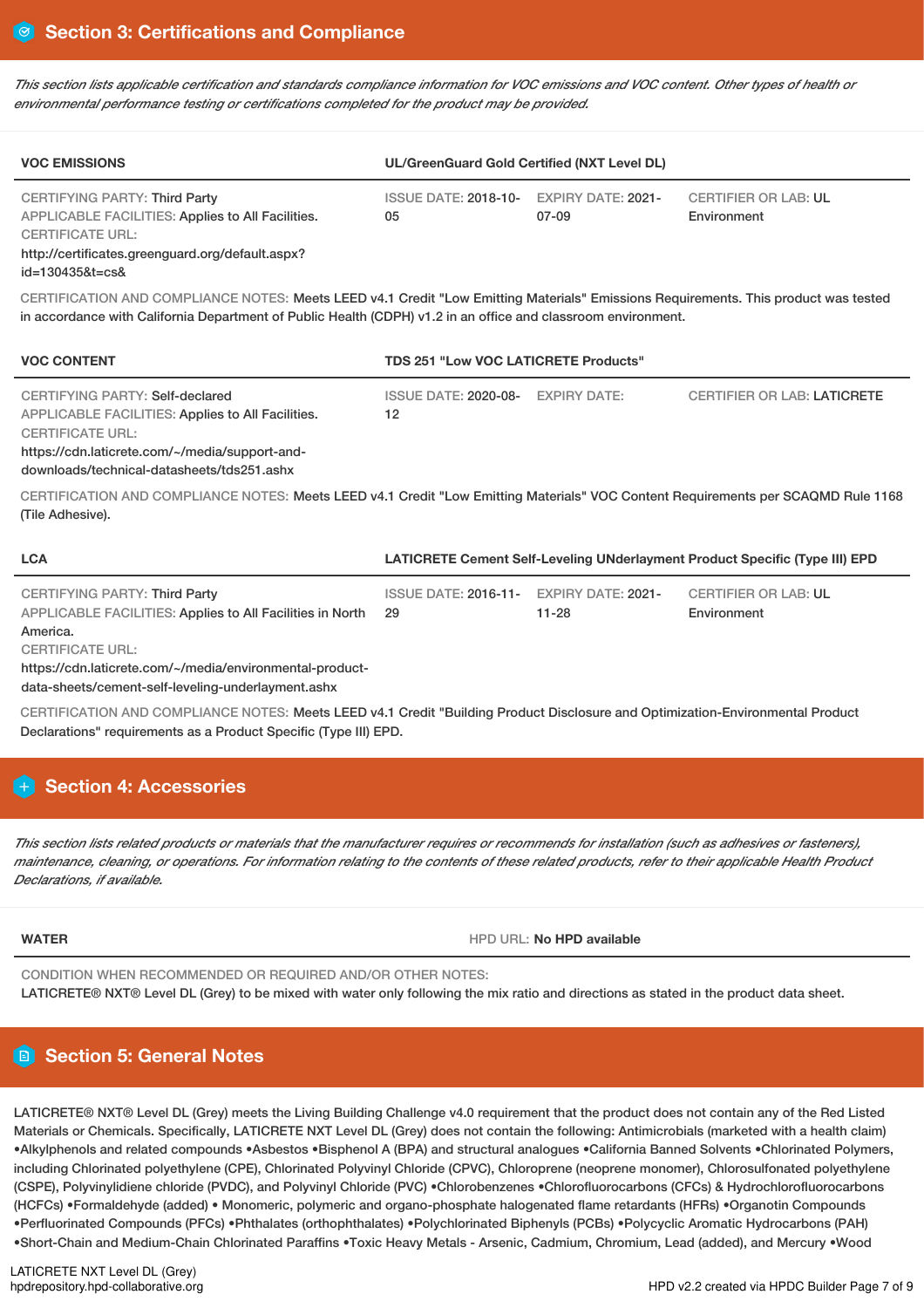## Section 3: Certifications and Compliance

*This section lists applicable certification and standards compliance information for VOC emissions and VOC content. Other types of health or environmental performance testing or certifications completed for the product may be provided.*

| VOC EMISSIONS | UL/GreenGuard Gold Certified (NXT Level DL) | | |
|---|---|---|---|
| CERTIFYING PARTY: Third Party<br>APPLICABLE FACILITIES: Applies to All Facilities.<br>CERTIFICATE URL:<br>http://certificates.greenguard.org/default.aspx?id=130435&t=cs& | ISSUE DATE: 2018-10-05 | EXPIRY DATE: 2021-07-09 | CERTIFIER OR LAB: UL Environment |

CERTIFICATION AND COMPLIANCE NOTES: Meets LEED v4.1 Credit "Low Emitting Materials" Emissions Requirements. This product was tested in accordance with California Department of Public Health (CDPH) v1.2 in an office and classroom environment.

| VOC CONTENT | TDS 251 "Low VOC LATICRETE Products" | | |
|---|---|---|---|
| CERTIFYING PARTY: Self-declared<br>APPLICABLE FACILITIES: Applies to All Facilities.<br>CERTIFICATE URL:<br>https://cdn.laticrete.com/~/media/support-and-downloads/technical-datasheets/tds251.ashx | ISSUE DATE: 2020-08-12 | EXPIRY DATE: | CERTIFIER OR LAB: LATICRETE |

CERTIFICATION AND COMPLIANCE NOTES: Meets LEED v4.1 Credit "Low Emitting Materials" VOC Content Requirements per SCAQMD Rule 1168 (Tile Adhesive).

| LCA | LATICRETE Cement Self-Leveling UNderlayment Product Specific (Type III) EPD | | |
|---|---|---|---|
| CERTIFYING PARTY: Third Party<br>APPLICABLE FACILITIES: Applies to All Facilities in North America.<br>CERTIFICATE URL:<br>https://cdn.laticrete.com/~/media/environmental-product-data-sheets/cement-self-leveling-underlayment.ashx | ISSUE DATE: 2016-11-29 | EXPIRY DATE: 2021-11-28 | CERTIFIER OR LAB: UL Environment |

CERTIFICATION AND COMPLIANCE NOTES: Meets LEED v4.1 Credit "Building Product Disclosure and Optimization-Environmental Product Declarations" requirements as a Product Specific (Type III) EPD.

## Section 4: Accessories

*This section lists related products or materials that the manufacturer requires or recommends for installation (such as adhesives or fasteners), maintenance, cleaning, or operations. For information relating to the contents of these related products, refer to their applicable Health Product Declarations, if available.*

| WATER | HPD URL: No HPD available |
|---|---|

CONDITION WHEN RECOMMENDED OR REQUIRED AND/OR OTHER NOTES:
LATICRETE® NXT® Level DL (Grey) to be mixed with water only following the mix ratio and directions as stated in the product data sheet.

## Section 5: General Notes

LATICRETE® NXT® Level DL (Grey) meets the Living Building Challenge v4.0 requirement that the product does not contain any of the Red Listed Materials or Chemicals. Specifically, LATICRETE NXT Level DL (Grey) does not contain the following: Antimicrobials (marketed with a health claim) •Alkylphenols and related compounds •Asbestos •Bisphenol A (BPA) and structural analogues •California Banned Solvents •Chlorinated Polymers, including Chlorinated polyethylene (CPE), Chlorinated Polyvinyl Chloride (CPVC), Chloroprene (neoprene monomer), Chlorosulfonated polyethylene (CSPE), Polyvinylidiene chloride (PVDC), and Polyvinyl Chloride (PVC) •Chlorobenzenes •Chlorofluorocarbons (CFCs) & Hydrochlorofluorocarbons (HCFCs) •Formaldehyde (added) • Monomeric, polymeric and organo-phosphate halogenated flame retardants (HFRs) •Organotin Compounds •Perfluorinated Compounds (PFCs) •Phthalates (orthophthalates) •Polychlorinated Biphenyls (PCBs) •Polycyclic Aromatic Hydrocarbons (PAH) •Short-Chain and Medium-Chain Chlorinated Paraffins •Toxic Heavy Metals - Arsenic, Cadmium, Chromium, Lead (added), and Mercury •Wood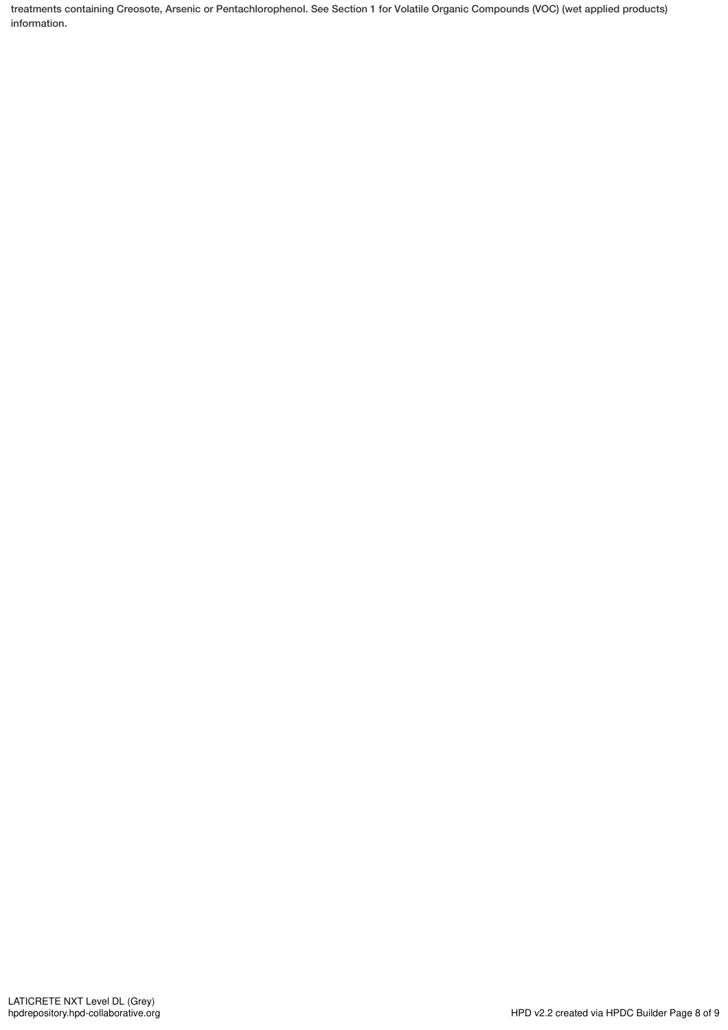treatments containing Creosote, Arsenic or Pentachlorophenol. See Section 1 for Volatile Organic Compounds (VOC) (wet applied products) information.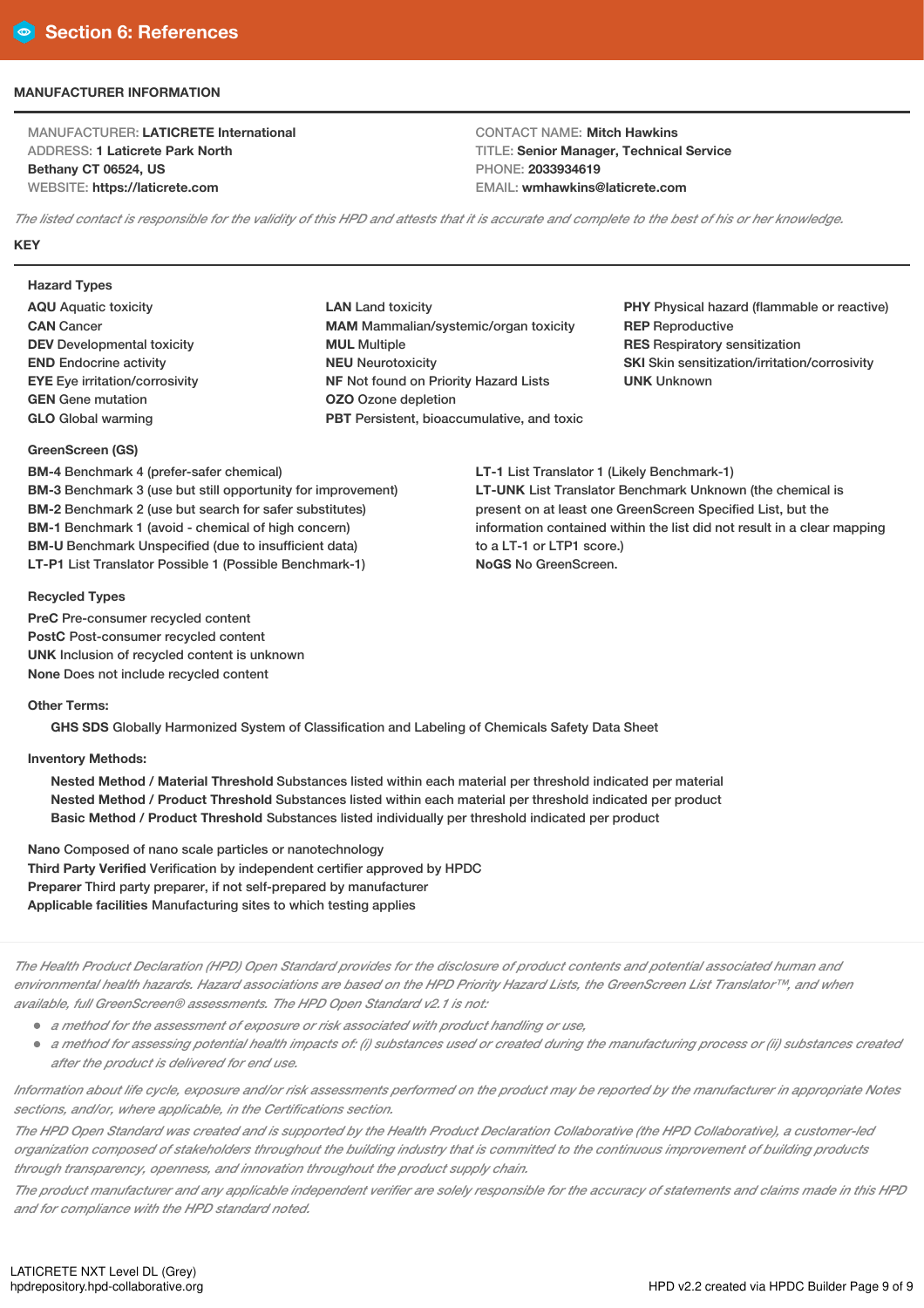## Section 6: References

### MANUFACTURER INFORMATION

MANUFACTURER: **LATICRETE International**
ADDRESS: **1 Laticrete Park North**
**Bethany CT 06524, US**
WEBSITE: **https://laticrete.com**

CONTACT NAME: **Mitch Hawkins**
TITLE: **Senior Manager, Technical Service**
PHONE: **2033934619**
EMAIL: **wmhawkins@laticrete.com**

*The listed contact is responsible for the validity of this HPD and attests that it is accurate and complete to the best of his or her knowledge.*

### KEY

**Hazard Types**

**AQU** Aquatic toxicity
**CAN** Cancer
**DEV** Developmental toxicity
**END** Endocrine activity
**EYE** Eye irritation/corrosivity
**GEN** Gene mutation
**GLO** Global warming
**LAN** Land toxicity
**MAM** Mammalian/systemic/organ toxicity
**MUL** Multiple
**NEU** Neurotoxicity
**NF** Not found on Priority Hazard Lists
**OZO** Ozone depletion
**PBT** Persistent, bioaccumulative, and toxic
**PHY** Physical hazard (flammable or reactive)
**REP** Reproductive
**RES** Respiratory sensitization
**SKI** Skin sensitization/irritation/corrosivity
**UNK** Unknown

**GreenScreen (GS)**

**BM-4** Benchmark 4 (prefer-safer chemical)
**BM-3** Benchmark 3 (use but still opportunity for improvement)
**BM-2** Benchmark 2 (use but search for safer substitutes)
**BM-1** Benchmark 1 (avoid - chemical of high concern)
**BM-U** Benchmark Unspecified (due to insufficient data)
**LT-P1** List Translator Possible 1 (Possible Benchmark-1)
**LT-1** List Translator 1 (Likely Benchmark-1)
**LT-UNK** List Translator Benchmark Unknown (the chemical is present on at least one GreenScreen Specified List, but the information contained within the list did not result in a clear mapping to a LT-1 or LTP1 score.)
**NoGS** No GreenScreen.

**Recycled Types**

**PreC** Pre-consumer recycled content
**PostC** Post-consumer recycled content
**UNK** Inclusion of recycled content is unknown
**None** Does not include recycled content

**Other Terms:**

**GHS SDS** Globally Harmonized System of Classification and Labeling of Chemicals Safety Data Sheet

**Inventory Methods:**

**Nested Method / Material Threshold** Substances listed within each material per threshold indicated per material
**Nested Method / Product Threshold** Substances listed within each material per threshold indicated per product
**Basic Method / Product Threshold** Substances listed individually per threshold indicated per product

**Nano** Composed of nano scale particles or nanotechnology
**Third Party Verified** Verification by independent certifier approved by HPDC
**Preparer** Third party preparer, if not self-prepared by manufacturer
**Applicable facilities** Manufacturing sites to which testing applies

*The Health Product Declaration (HPD) Open Standard provides for the disclosure of product contents and potential associated human and environmental health hazards. Hazard associations are based on the HPD Priority Hazard Lists, the GreenScreen List Translator™, and when available, full GreenScreen® assessments. The HPD Open Standard v2.1 is not:*

- *a method for the assessment of exposure or risk associated with product handling or use,*
- *a method for assessing potential health impacts of: (i) substances used or created during the manufacturing process or (ii) substances created after the product is delivered for end use.*

*Information about life cycle, exposure and/or risk assessments performed on the product may be reported by the manufacturer in appropriate Notes sections, and/or, where applicable, in the Certifications section.*

*The HPD Open Standard was created and is supported by the Health Product Declaration Collaborative (the HPD Collaborative), a customer-led organization composed of stakeholders throughout the building industry that is committed to the continuous improvement of building products through transparency, openness, and innovation throughout the product supply chain.*

*The product manufacturer and any applicable independent verifier are solely responsible for the accuracy of statements and claims made in this HPD and for compliance with the HPD standard noted.*